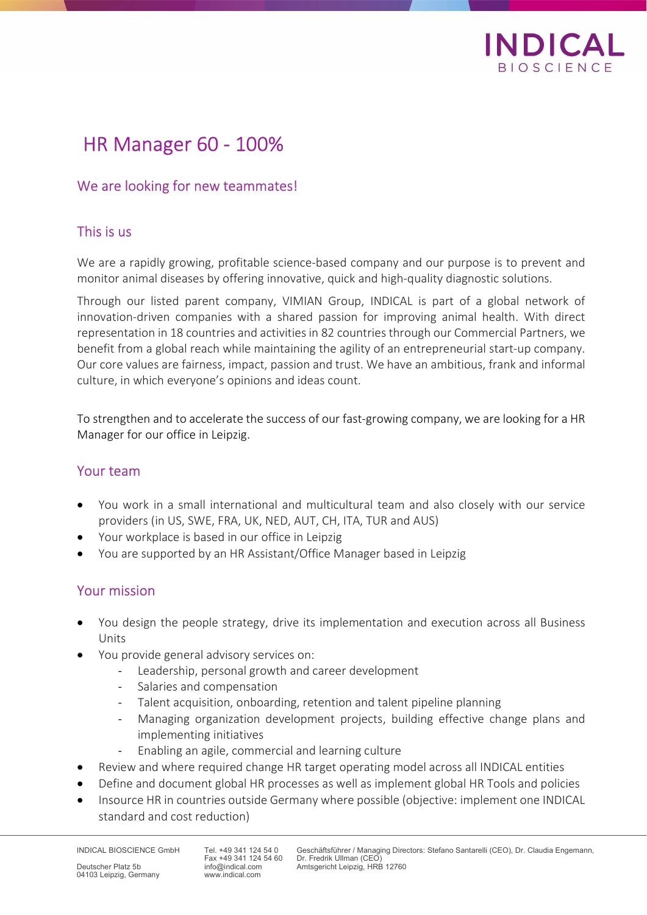# HR Manager 60 - 100%

## We are looking for new teammates!

### This is us

We are a rapidly growing, profitable science-based company and our purpose is to prevent and monitor animal diseases by offering innovative, quick and high-quality diagnostic solutions.

Through our listed parent company, VIMIAN Group, INDICAL is part of a global network of innovation-driven companies with a shared passion for improving animal health. With direct representation in 18 countries and activities in 82 countries through our Commercial Partners, we benefit from a global reach while maintaining the agility of an entrepreneurial start-up company. Our core values are fairness, impact, passion and trust. We have an ambitious, frank and informal culture, in which everyone's opinions and ideas count.

To strengthen and to accelerate the success of our fast-growing company, we are looking for a HR Manager for our office in Leipzig.

### Your team

- You work in a small international and multicultural team and also closely with our service providers (in US, SWE, FRA, UK, NED, AUT, CH, ITA, TUR and AUS)
- Your workplace is based in our office in Leipzig
- You are supported by an HR Assistant/Office Manager based in Leipzig

### Your mission

- You design the people strategy, drive its implementation and execution across all Business Units
- You provide general advisory services on:
  - Leadership, personal growth and career development
  - Salaries and compensation
  - Talent acquisition, onboarding, retention and talent pipeline planning
  - Managing organization development projects, building effective change plans and implementing initiatives
  - Enabling an agile, commercial and learning culture
- Review and where required change HR target operating model across all INDICAL entities
- Define and document global HR processes as well as implement global HR Tools and policies
- Insource HR in countries outside Germany where possible (objective: implement one INDICAL standard and cost reduction)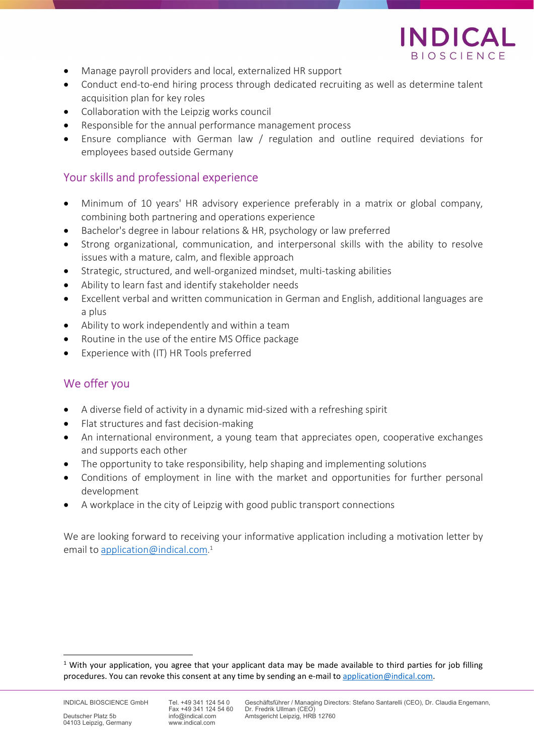- Manage payroll providers and local, externalized HR support
- Conduct end-to-end hiring process through dedicated recruiting as well as determine talent acquisition plan for key roles
- Collaboration with the Leipzig works council
- Responsible for the annual performance management process
- Ensure compliance with German law / regulation and outline required deviations for employees based outside Germany

## Your skills and professional experience

- Minimum of 10 years' HR advisory experience preferably in a matrix or global company, combining both partnering and operations experience
- Bachelor's degree in labour relations & HR, psychology or law preferred
- Strong organizational, communication, and interpersonal skills with the ability to resolve issues with a mature, calm, and flexible approach
- Strategic, structured, and well-organized mindset, multi-tasking abilities
- Ability to learn fast and identify stakeholder needs
- Excellent verbal and written communication in German and English, additional languages are a plus
- Ability to work independently and within a team
- Routine in the use of the entire MS Office package
- Experience with (IT) HR Tools preferred

## We offer you

- A diverse field of activity in a dynamic mid-sized with a refreshing spirit
- Flat structures and fast decision-making
- An international environment, a young team that appreciates open, cooperative exchanges and supports each other
- The opportunity to take responsibility, help shaping and implementing solutions
- Conditions of employment in line with the market and opportunities for further personal development
- A workplace in the city of Leipzig with good public transport connections

We are looking forward to receiving your informative application including a motivation letter by email to application@indical.com.[1]

[1] With your application, you agree that your applicant data may be made available to third parties for job filling procedures. You can revoke this consent at any time by sending an e-mail to application@indical.com.

INDICAL BIOSCIENCE GmbH
Deutscher Platz 5b
04103 Leipzig, Germany

Tel. +49 341 124 54 0
Fax +49 341 124 54 60
info@indical.com
www.indical.com

Geschäftsführer / Managing Directors: Stefano Santarelli (CEO), Dr. Claudia Engemann, Dr. Fredrik Ullman (CEO)
Amtsgericht Leipzig, HRB 12760